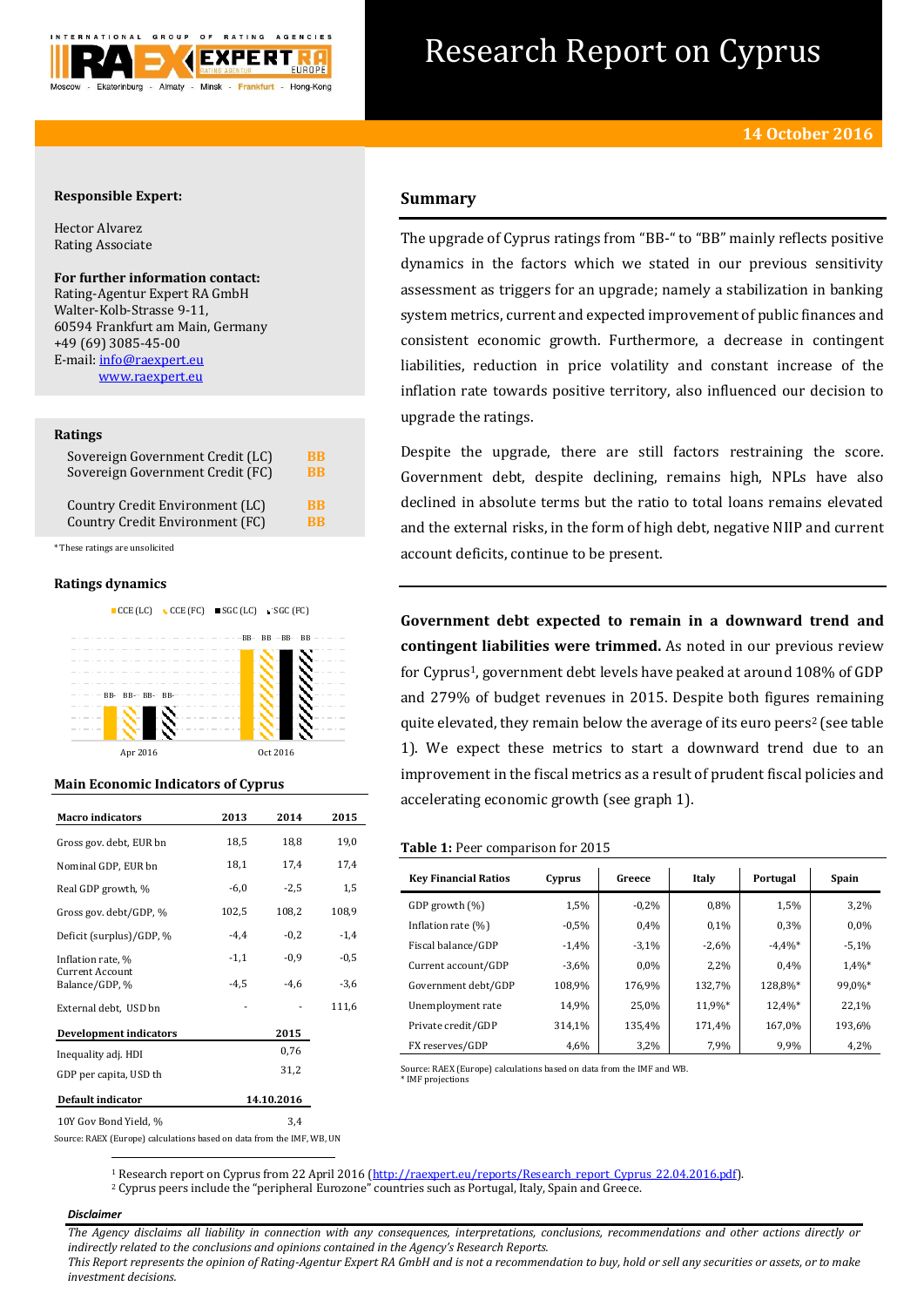# Research Report on Cyprus

**14 October 2016**

**Responsible Expert:**

Hector Alvarez
Rating Associate

**For further information contact:**
Rating-Agentur Expert RA GmbH
Walter-Kolb-Strasse 9-11,
60594 Frankfurt am Main, Germany
+49 (69) 3085-45-00
E-mail: info@raexpert.eu
www.raexpert.eu

**Ratings**

| | |
|---|---|
| Sovereign Government Credit (LC) | BB |
| Sovereign Government Credit (FC) | BB |
| Country Credit Environment (LC) | BB |
| Country Credit Environment (FC) | BB |

*These ratings are unsolicited

**Ratings dynamics**

| | CCE (LC) | CCE (FC) | SGC (LC) | SGC (FC) |
|---|---|---|---|---|
| Apr 2016 | BB- | BB- | BB- | BB- |
| Oct 2016 | BB | BB | BB | BB |

**Main Economic Indicators of Cyprus**

| Macro indicators | 2013 | 2014 | 2015 |
|---|---|---|---|
| Gross gov. debt, EUR bn | 18,5 | 18,8 | 19,0 |
| Nominal GDP, EUR bn | 18,1 | 17,4 | 17,4 |
| Real GDP growth, % | -6,0 | -2,5 | 1,5 |
| Gross gov. debt/GDP, % | 102,5 | 108,2 | 108,9 |
| Deficit (surplus)/GDP, % | -4,4 | -0,2 | -1,4 |
| Inflation rate, % | -1,1 | -0,9 | -0,5 |
| Current Account Balance/GDP, % | -4,5 | -4,6 | -3,6 |
| External debt, USD bn | - | - | 111,6 |

| Development indicators | 2015 |
|---|---|
| Inequality adj. HDI | 0,76 |
| GDP per capita, USD th | 31,2 |

| Default indicator | 14.10.2016 |
|---|---|
| 10Y Gov Bond Yield, % | 3,4 |

Source: RAEX (Europe) calculations based on data from the IMF, WB, UN

## Summary

The upgrade of Cyprus ratings from "BB-" to "BB" mainly reflects positive dynamics in the factors which we stated in our previous sensitivity assessment as triggers for an upgrade; namely a stabilization in banking system metrics, current and expected improvement of public finances and consistent economic growth. Furthermore, a decrease in contingent liabilities, reduction in price volatility and constant increase of the inflation rate towards positive territory, also influenced our decision to upgrade the ratings.

Despite the upgrade, there are still factors restraining the score. Government debt, despite declining, remains high, NPLs have also declined in absolute terms but the ratio to total loans remains elevated and the external risks, in the form of high debt, negative NIIP and current account deficits, continue to be present.

**Government debt expected to remain in a downward trend and contingent liabilities were trimmed.** As noted in our previous review for Cyprus[1], government debt levels have peaked at around 108% of GDP and 279% of budget revenues in 2015. Despite both figures remaining quite elevated, they remain below the average of its euro peers[2] (see table 1). We expect these metrics to start a downward trend due to an improvement in the fiscal metrics as a result of prudent fiscal policies and accelerating economic growth (see graph 1).

**Table 1:** Peer comparison for 2015

| Key Financial Ratios | Cyprus | Greece | Italy | Portugal | Spain |
|---|---|---|---|---|---|
| GDP growth (%) | 1,5% | -0,2% | 0,8% | 1,5% | 3,2% |
| Inflation rate (%) | -0,5% | 0,4% | 0,1% | 0,3% | 0,0% |
| Fiscal balance/GDP | -1,4% | -3,1% | -2,6% | -4,4%* | -5,1% |
| Current account/GDP | -3,6% | 0,0% | 2,2% | 0,4% | 1,4%* |
| Government debt/GDP | 108,9% | 176,9% | 132,7% | 128,8%* | 99,0%* |
| Unemployment rate | 14,9% | 25,0% | 11,9%* | 12,4%* | 22,1% |
| Private credit/GDP | 314,1% | 135,4% | 171,4% | 167,0% | 193,6% |
| FX reserves/GDP | 4,6% | 3,2% | 7,9% | 9,9% | 4,2% |

Source: RAEX (Europe) calculations based on data from the IMF and WB.
* IMF projections

[1] Research report on Cyprus from 22 April 2016 (http://raexpert.eu/reports/Research_report_Cyprus_22.04.2016.pdf).
[2] Cyprus peers include the "peripheral Eurozone" countries such as Portugal, Italy, Spain and Greece.

***Disclaimer***

*The Agency disclaims all liability in connection with any consequences, interpretations, conclusions, recommendations and other actions directly or indirectly related to the conclusions and opinions contained in the Agency's Research Reports.*
*This Report represents the opinion of Rating-Agentur Expert RA GmbH and is not a recommendation to buy, hold or sell any securities or assets, or to make investment decisions.*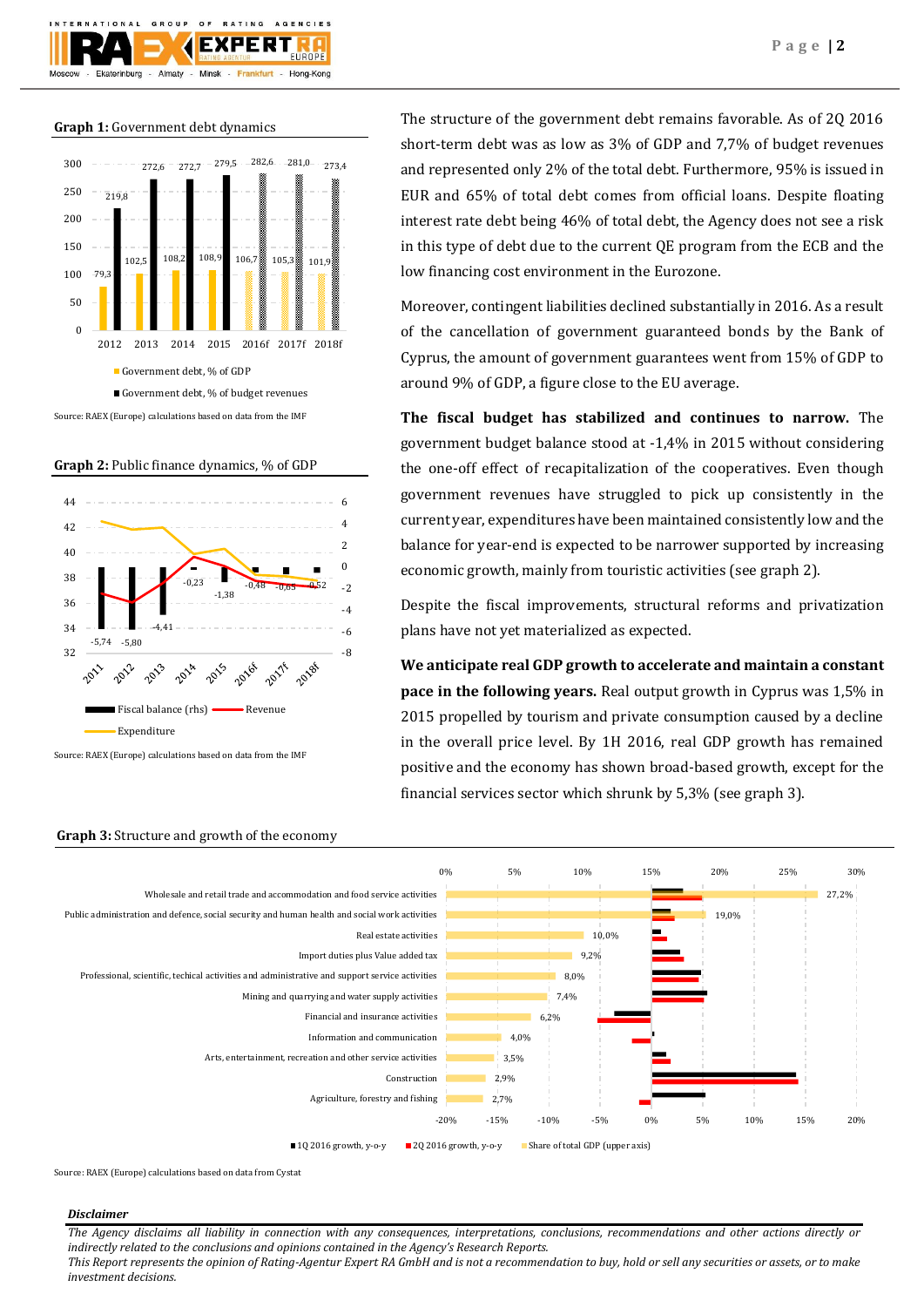**Graph 1:** Government debt dynamics

| | 2012 | 2013 | 2014 | 2015 | 2016f | 2017f | 2018f |
|---|---|---|---|---|---|---|---|
| Government debt, % of GDP | 79,3 | 102,5 | 108,2 | 108,9 | 106,7 | 105,3 | 101,9 |
| Government debt, % of budget revenues | 219,8 | 272,6 | 272,7 | 279,5 | 282,6 | 281,0 | 273,4 |

Source: RAEX (Europe) calculations based on data from the IMF

**Graph 2:** Public finance dynamics, % of GDP

| | 2011 | 2012 | 2013 | 2014 | 2015 | 2016f | 2017f | 2018f |
|---|---|---|---|---|---|---|---|---|
| Fiscal balance (rhs) | -5,74 | -5,80 | -4,41 | -0,23 | -1,38 | -0,48 | -0,63 | -0,52 |

Legend: Fiscal balance (rhs), Revenue, Expenditure

Source: RAEX (Europe) calculations based on data from the IMF

The structure of the government debt remains favorable. As of 2Q 2016 short-term debt was as low as 3% of GDP and 7,7% of budget revenues and represented only 2% of the total debt. Furthermore, 95% is issued in EUR and 65% of total debt comes from official loans. Despite floating interest rate debt being 46% of total debt, the Agency does not see a risk in this type of debt due to the current QE program from the ECB and the low financing cost environment in the Eurozone.

Moreover, contingent liabilities declined substantially in 2016. As a result of the cancellation of government guaranteed bonds by the Bank of Cyprus, the amount of government guarantees went from 15% of GDP to around 9% of GDP, a figure close to the EU average.

**The fiscal budget has stabilized and continues to narrow.** The government budget balance stood at -1,4% in 2015 without considering the one-off effect of recapitalization of the cooperatives. Even though government revenues have struggled to pick up consistently in the current year, expenditures have been maintained consistently low and the balance for year-end is expected to be narrower supported by increasing economic growth, mainly from touristic activities (see graph 2).

Despite the fiscal improvements, structural reforms and privatization plans have not yet materialized as expected.

**We anticipate real GDP growth to accelerate and maintain a constant pace in the following years.** Real output growth in Cyprus was 1,5% in 2015 propelled by tourism and private consumption caused by a decline in the overall price level. By 1H 2016, real GDP growth has remained positive and the economy has shown broad-based growth, except for the financial services sector which shrunk by 5,3% (see graph 3).

**Graph 3:** Structure and growth of the economy

| Sector | Share of total GDP (upper axis) |
|---|---|
| Wholesale and retail trade and accommodation and food service activities | 27,2% |
| Public administration and defence, social security and human health and social work activities | 19,0% |
| Real estate activities | 10,0% |
| Import duties plus Value added tax | 9,2% |
| Professional, scientific, techical activities and administrative and support service activities | 8,0% |
| Mining and quarrying and water supply activities | 7,4% |
| Financial and insurance activities | 6,2% |
| Information and communication | 4,0% |
| Arts, entertainment, recreation and other service activities | 3,5% |
| Construction | 2,9% |
| Agriculture, forestry and fishing | 2,7% |

Legend: 1Q 2016 growth, y-o-y; 2Q 2016 growth, y-o-y; Share of total GDP (upper axis)

Source: RAEX (Europe) calculations based on data from Cystat

*Disclaimer*

*The Agency disclaims all liability in connection with any consequences, interpretations, conclusions, recommendations and other actions directly or indirectly related to the conclusions and opinions contained in the Agency's Research Reports.*
*This Report represents the opinion of Rating-Agentur Expert RA GmbH and is not a recommendation to buy, hold or sell any securities or assets, or to make investment decisions.*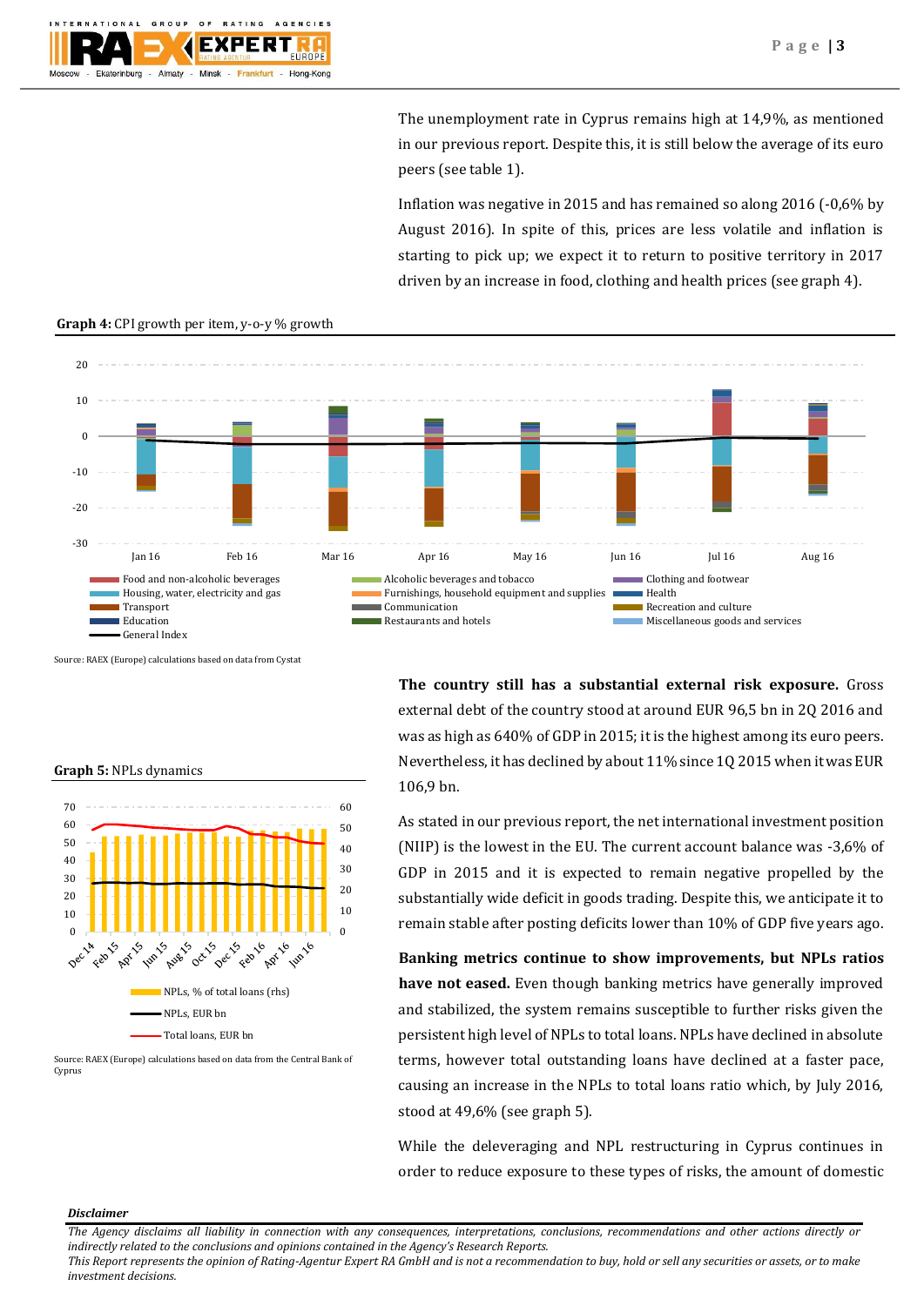The unemployment rate in Cyprus remains high at 14,9%, as mentioned in our previous report. Despite this, it is still below the average of its euro peers (see table 1).

Inflation was negative in 2015 and has remained so along 2016 (-0,6% by August 2016). In spite of this, prices are less volatile and inflation is starting to pick up; we expect it to return to positive territory in 2017 driven by an increase in food, clothing and health prices (see graph 4).

**Graph 4:** CPI growth per item, y-o-y % growth

Source: RAEX (Europe) calculations based on data from Cystat

**The country still has a substantial external risk exposure.** Gross external debt of the country stood at around EUR 96,5 bn in 2Q 2016 and was as high as 640% of GDP in 2015; it is the highest among its euro peers. Nevertheless, it has declined by about 11% since 1Q 2015 when it was EUR 106,9 bn.

As stated in our previous report, the net international investment position (NIIP) is the lowest in the EU. The current account balance was -3,6% of GDP in 2015 and it is expected to remain negative propelled by the substantially wide deficit in goods trading. Despite this, we anticipate it to remain stable after posting deficits lower than 10% of GDP five years ago.

**Graph 5:** NPLs dynamics

Source: RAEX (Europe) calculations based on data from the Central Bank of Cyprus

**Banking metrics continue to show improvements, but NPLs ratios have not eased.** Even though banking metrics have generally improved and stabilized, the system remains susceptible to further risks given the persistent high level of NPLs to total loans. NPLs have declined in absolute terms, however total outstanding loans have declined at a faster pace, causing an increase in the NPLs to total loans ratio which, by July 2016, stood at 49,6% (see graph 5).

While the deleveraging and NPL restructuring in Cyprus continues in order to reduce exposure to these types of risks, the amount of domestic

***Disclaimer***

*The Agency disclaims all liability in connection with any consequences, interpretations, conclusions, recommendations and other actions directly or indirectly related to the conclusions and opinions contained in the Agency's Research Reports.*

*This Report represents the opinion of Rating-Agentur Expert RA GmbH and is not a recommendation to buy, hold or sell any securities or assets, or to make investment decisions.*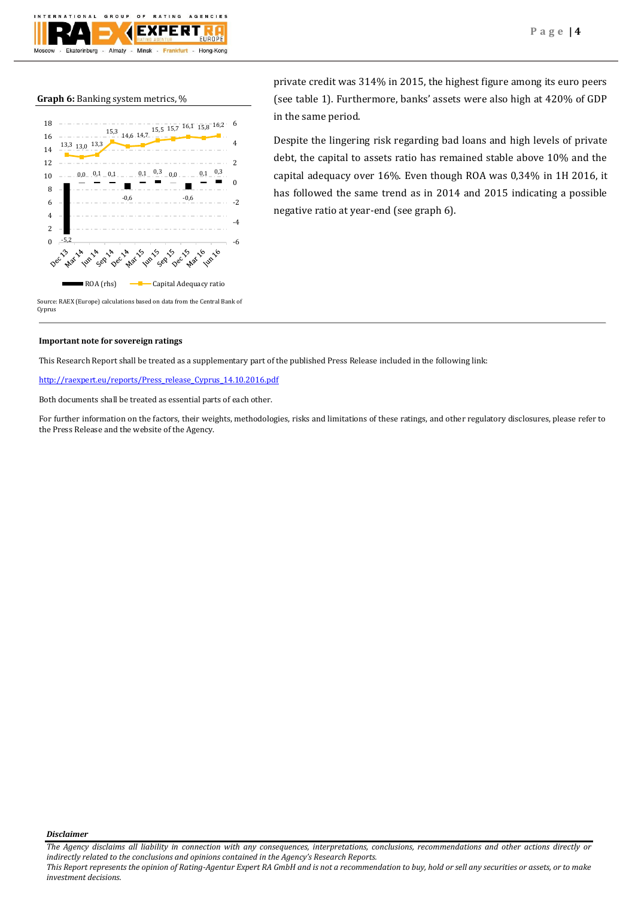**Graph 6:** Banking system metrics, %

18
16
14
12
10
8
6
4
2
0

6
4
2
0
-2
-4
-6

13,3 13,0 13,3 15,3 14,6 14,7 15,5 15,7 16,1 15,8 16,2

-5,2 0,0 0,1 0,1 -0,6 0,1 0,3 0,0 -0,6 0,1 0,3

Dec 13, Mar 14, Jun 14, Sep 14, Dec 14, Mar 15, Jun 15, Sep 15, Dec 15, Mar 16, Jun 16

ROA (rhs) — Capital Adequacy ratio

Source: RAEX (Europe) calculations based on data from the Central Bank of Cyprus

private credit was 314% in 2015, the highest figure among its euro peers (see table 1). Furthermore, banks' assets were also high at 420% of GDP in the same period.

Despite the lingering risk regarding bad loans and high levels of private debt, the capital to assets ratio has remained stable above 10% and the capital adequacy over 16%. Even though ROA was 0,34% in 1H 2016, it has followed the same trend as in 2014 and 2015 indicating a possible negative ratio at year-end (see graph 6).

**Important note for sovereign ratings**

This Research Report shall be treated as a supplementary part of the published Press Release included in the following link:

http://raexpert.eu/reports/Press_release_Cyprus_14.10.2016.pdf

Both documents shall be treated as essential parts of each other.

For further information on the factors, their weights, methodologies, risks and limitations of these ratings, and other regulatory disclosures, please refer to the Press Release and the website of the Agency.

***Disclaimer***

*The Agency disclaims all liability in connection with any consequences, interpretations, conclusions, recommendations and other actions directly or indirectly related to the conclusions and opinions contained in the Agency's Research Reports.*

*This Report represents the opinion of Rating-Agentur Expert RA GmbH and is not a recommendation to buy, hold or sell any securities or assets, or to make investment decisions.*